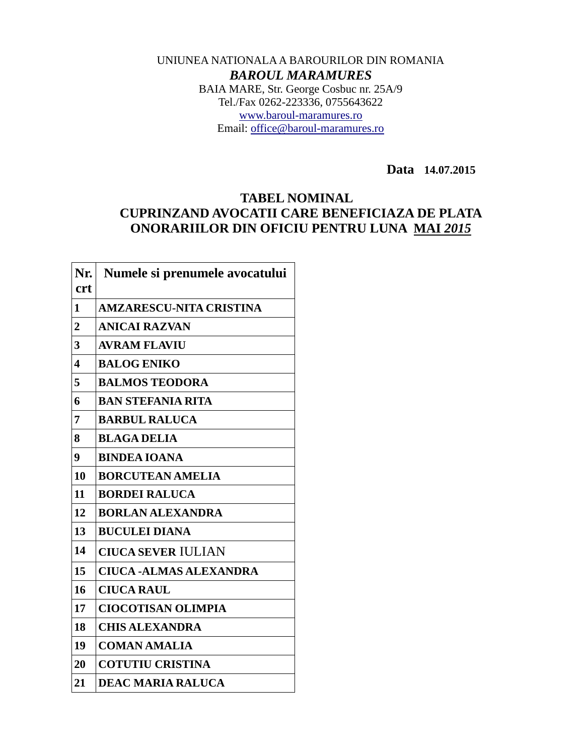UNIUNEA NATIONALA A BAROURILOR DIN ROMANIA

***BAROUL MARAMURES***

BAIA MARE, Str. George Cosbuc nr. 25A/9

Tel./Fax 0262-223336, 0755643622

www.baroul-maramures.ro

Email: office@baroul-maramures.ro

**Data 14.07.2015**

## TABEL NOMINAL
## CUPRINZAND AVOCATII CARE BENEFICIAZA DE PLATA ONORARIILOR DIN OFICIU PENTRU LUNA MAI *2015*

| Nr. crt | Numele si prenumele avocatului |
|---|---|
| 1 | AMZARESCU-NITA CRISTINA |
| 2 | ANICAI RAZVAN |
| 3 | AVRAM FLAVIU |
| 4 | BALOG ENIKO |
| 5 | BALMOS TEODORA |
| 6 | BAN STEFANIA RITA |
| 7 | BARBUL RALUCA |
| 8 | BLAGA DELIA |
| 9 | BINDEA IOANA |
| 10 | BORCUTEAN AMELIA |
| 11 | BORDEI RALUCA |
| 12 | BORLAN ALEXANDRA |
| 13 | BUCULEI DIANA |
| 14 | CIUCA SEVER IULIAN |
| 15 | CIUCA -ALMAS ALEXANDRA |
| 16 | CIUCA RAUL |
| 17 | CIOCOTISAN OLIMPIA |
| 18 | CHIS ALEXANDRA |
| 19 | COMAN AMALIA |
| 20 | COTUTIU CRISTINA |
| 21 | DEAC MARIA RALUCA |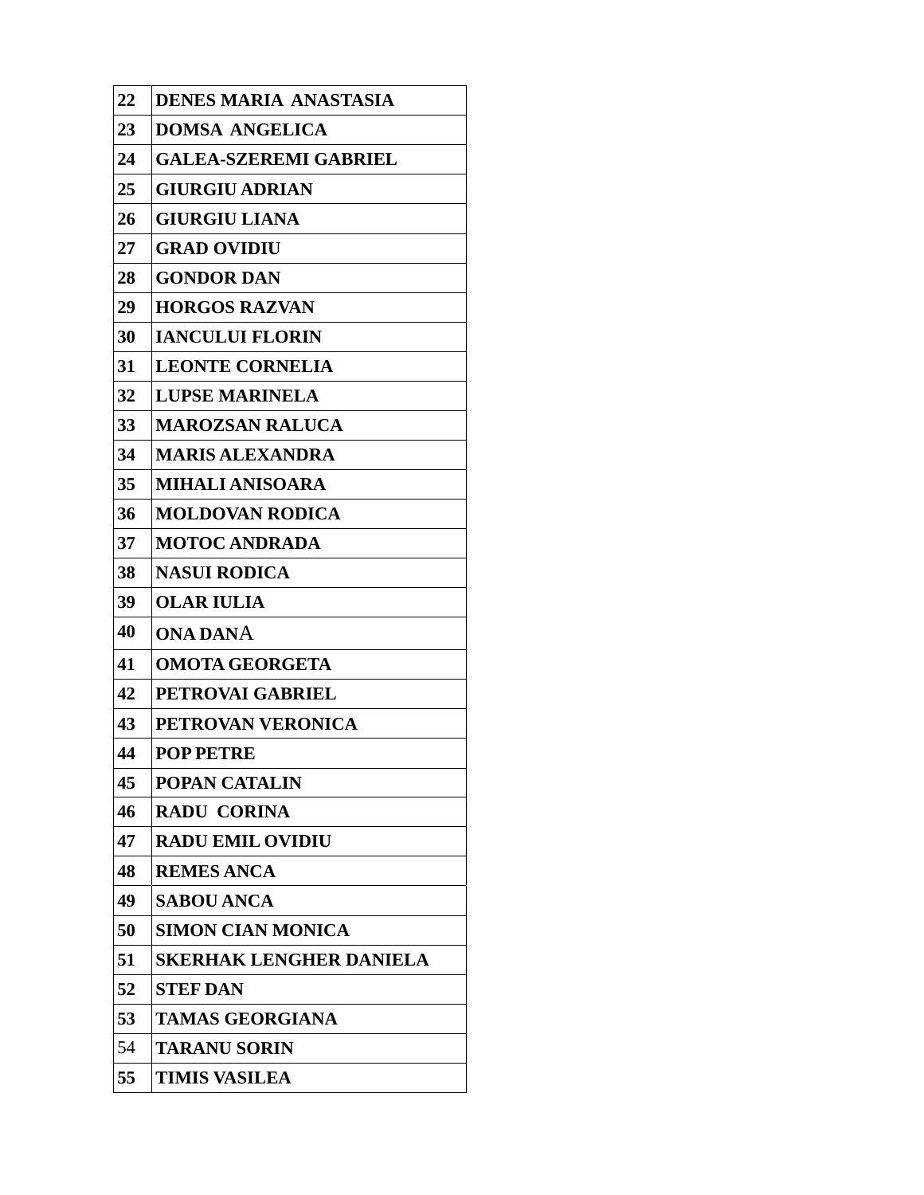| 22 | DENES MARIA ANASTASIA |
|---|---|
| 23 | DOMSA ANGELICA |
| 24 | GALEA-SZEREMI GABRIEL |
| 25 | GIURGIU ADRIAN |
| 26 | GIURGIU LIANA |
| 27 | GRAD OVIDIU |
| 28 | GONDOR DAN |
| 29 | HORGOS RAZVAN |
| 30 | IANCULUI FLORIN |
| 31 | LEONTE CORNELIA |
| 32 | LUPSE MARINELA |
| 33 | MAROZSAN RALUCA |
| 34 | MARIS ALEXANDRA |
| 35 | MIHALI ANISOARA |
| 36 | MOLDOVAN RODICA |
| 37 | MOTOC ANDRADA |
| 38 | NASUI RODICA |
| 39 | OLAR IULIA |
| 40 | ONA DANA |
| 41 | OMOTA GEORGETA |
| 42 | PETROVAI GABRIEL |
| 43 | PETROVAN VERONICA |
| 44 | POP PETRE |
| 45 | POPAN CATALIN |
| 46 | RADU CORINA |
| 47 | RADU EMIL OVIDIU |
| 48 | REMES ANCA |
| 49 | SABOU ANCA |
| 50 | SIMON CIAN MONICA |
| 51 | SKERHAK LENGHER DANIELA |
| 52 | STEF DAN |
| 53 | TAMAS GEORGIANA |
| 54 | TARANU SORIN |
| 55 | TIMIS VASILEA |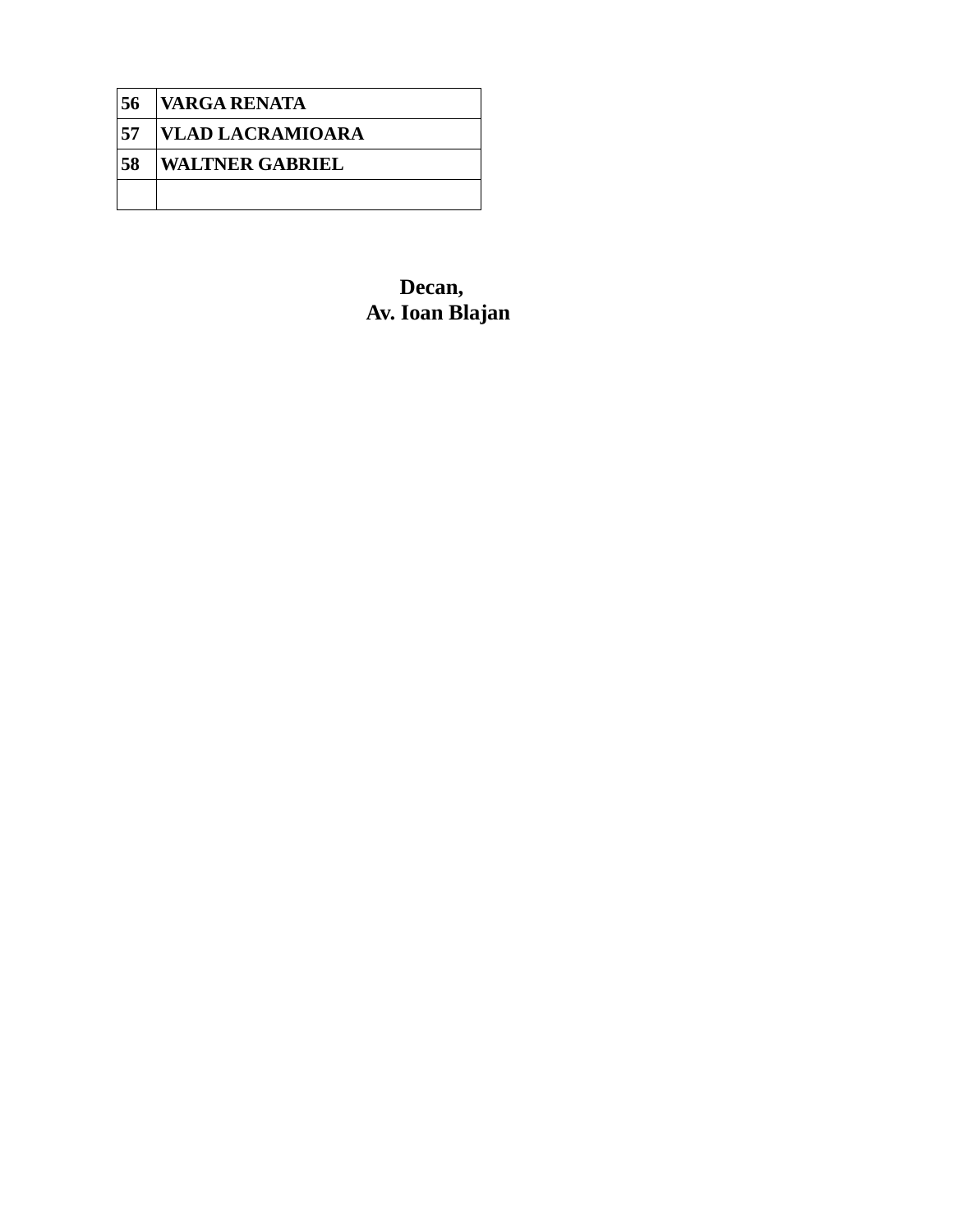| | |
|---|---|
| **56** | **VARGA RENATA** |
| **57** | **VLAD LACRAMIOARA** |
| **58** | **WALTNER GABRIEL** |
| | |

**Decan,**
**Av. Ioan Blajan**